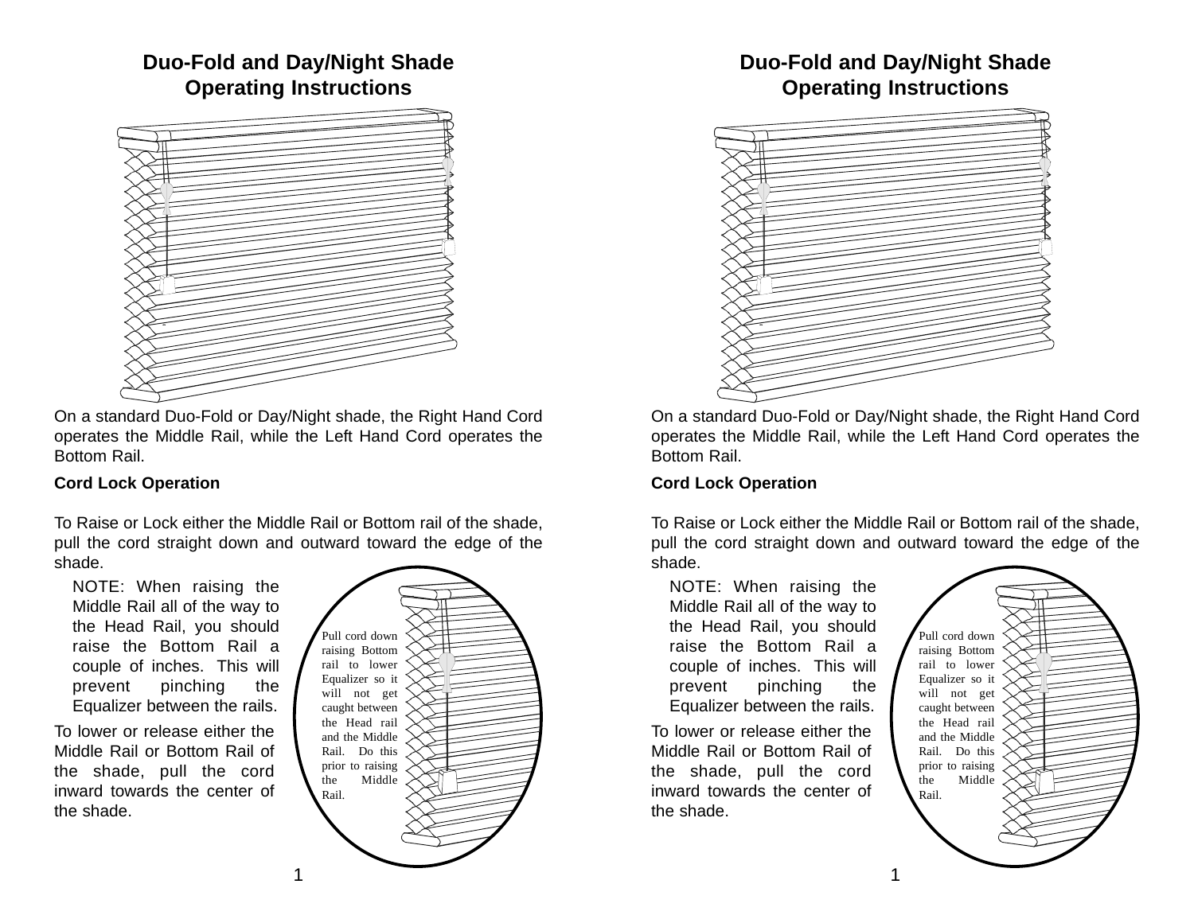# Duo-Fold and Day/Night Shade Operating Instructions

On a standard Duo-Fold or Day/Night shade, the Right Hand Cord operates the Middle Rail, while the Left Hand Cord operates the Bottom Rail.

**Cord Lock Operation**

To Raise or Lock either the Middle Rail or Bottom rail of the shade, pull the cord straight down and outward toward the edge of the shade.

NOTE: When raising the Middle Rail all of the way to the Head Rail, you should raise the Bottom Rail a couple of inches. This will prevent pinching the Equalizer between the rails.

To lower or release either the Middle Rail or Bottom Rail of the shade, pull the cord inward towards the center of the shade.

Pull cord down raising Bottom rail to lower Equalizer so it will not get caught between the Head rail and the Middle Rail. Do this prior to raising the Middle Rail.

# Duo-Fold and Day/Night Shade Operating Instructions

On a standard Duo-Fold or Day/Night shade, the Right Hand Cord operates the Middle Rail, while the Left Hand Cord operates the Bottom Rail.

**Cord Lock Operation**

To Raise or Lock either the Middle Rail or Bottom rail of the shade, pull the cord straight down and outward toward the edge of the shade.

NOTE: When raising the Middle Rail all of the way to the Head Rail, you should raise the Bottom Rail a couple of inches. This will prevent pinching the Equalizer between the rails.

To lower or release either the Middle Rail or Bottom Rail of the shade, pull the cord inward towards the center of the shade.

Pull cord down raising Bottom rail to lower Equalizer so it will not get caught between the Head rail and the Middle Rail. Do this prior to raising the Middle Rail.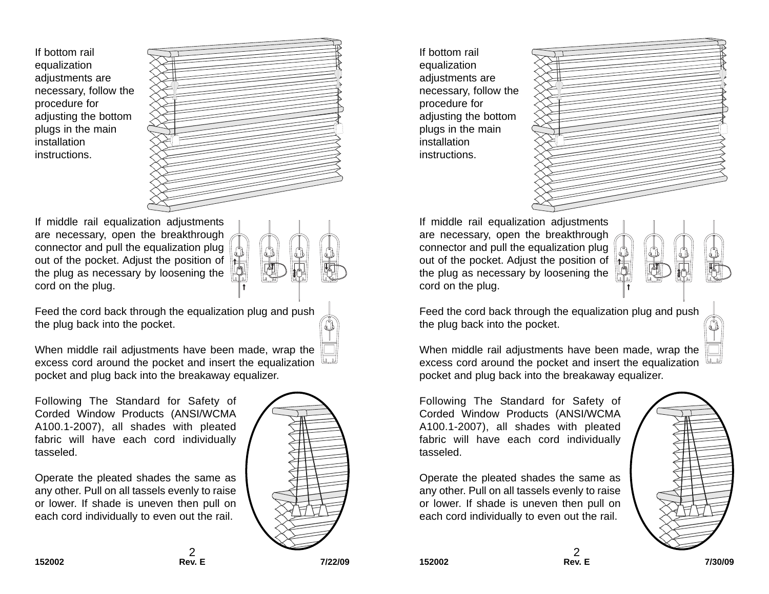If bottom rail equalization adjustments are necessary, follow the procedure for adjusting the bottom plugs in the main installation instructions.

If middle rail equalization adjustments are necessary, open the breakthrough connector and pull the equalization plug out of the pocket. Adjust the position of the plug as necessary by loosening the cord on the plug.

Feed the cord back through the equalization plug and push the plug back into the pocket.

When middle rail adjustments have been made, wrap the excess cord around the pocket and insert the equalization pocket and plug back into the breakaway equalizer.

Following The Standard for Safety of Corded Window Products (ANSI/WCMA A100.1-2007), all shades with pleated fabric will have each cord individually tasseled.

Operate the pleated shades the same as any other. Pull on all tassels evenly to raise or lower. If shade is uneven then pull on each cord individually to even out the rail.

If bottom rail equalization adjustments are necessary, follow the procedure for adjusting the bottom plugs in the main installation instructions.

If middle rail equalization adjustments are necessary, open the breakthrough connector and pull the equalization plug out of the pocket. Adjust the position of the plug as necessary by loosening the cord on the plug.

Feed the cord back through the equalization plug and push the plug back into the pocket.

When middle rail adjustments have been made, wrap the excess cord around the pocket and insert the equalization pocket and plug back into the breakaway equalizer.

Following The Standard for Safety of Corded Window Products (ANSI/WCMA A100.1-2007), all shades with pleated fabric will have each cord individually tasseled.

Operate the pleated shades the same as any other. Pull on all tassels evenly to raise or lower. If shade is uneven then pull on each cord individually to even out the rail.